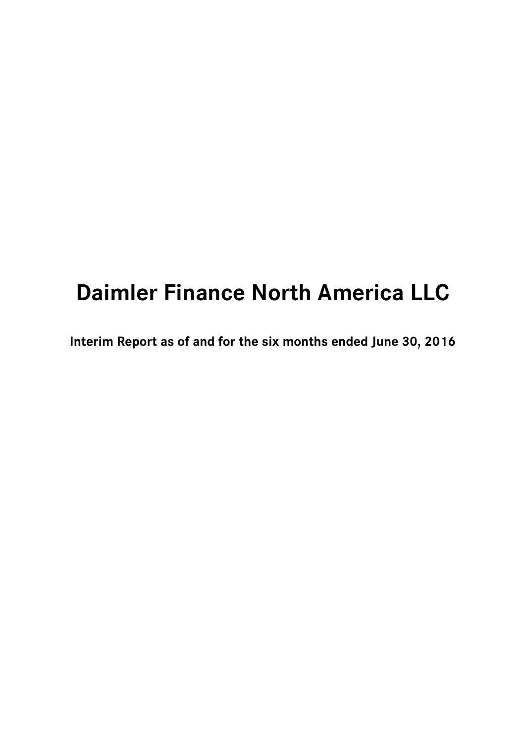# Daimler Finance North America LLC

**Interim Report as of and for the six months ended June 30, 2016**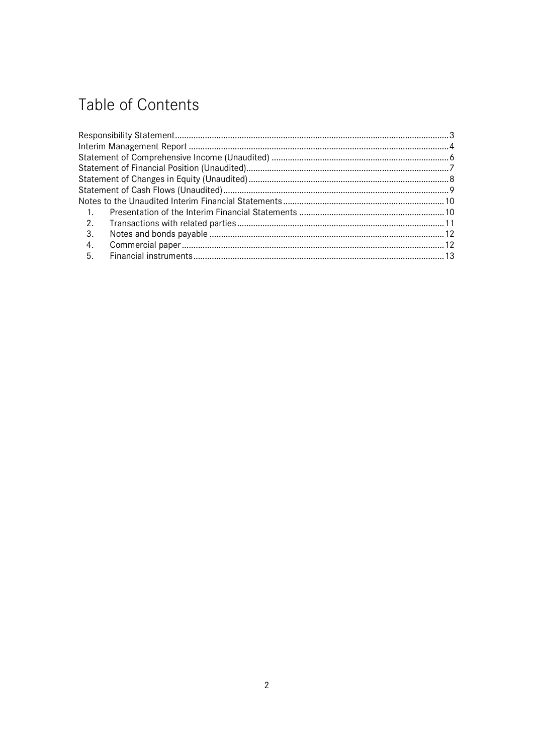# Table of Contents

Responsibility Statement ..... 3
Interim Management Report ..... 4
Statement of Comprehensive Income (Unaudited) ..... 6
Statement of Financial Position (Unaudited) ..... 7
Statement of Changes in Equity (Unaudited) ..... 8
Statement of Cash Flows (Unaudited) ..... 9
Notes to the Unaudited Interim Financial Statements ..... 10
1. Presentation of the Interim Financial Statements ..... 10
2. Transactions with related parties ..... 11
3. Notes and bonds payable ..... 12
4. Commercial paper ..... 12
5. Financial instruments ..... 13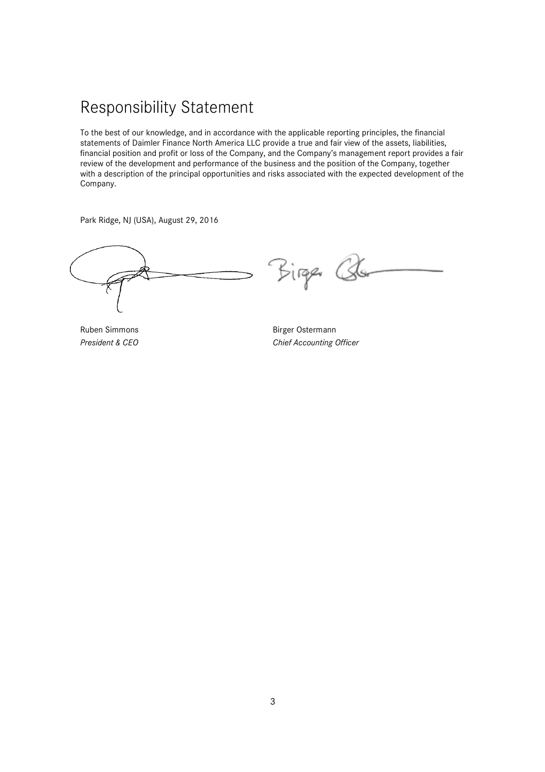# Responsibility Statement

To the best of our knowledge, and in accordance with the applicable reporting principles, the financial statements of Daimler Finance North America LLC provide a true and fair view of the assets, liabilities, financial position and profit or loss of the Company, and the Company's management report provides a fair review of the development and performance of the business and the position of the Company, together with a description of the principal opportunities and risks associated with the expected development of the Company.

Park Ridge, NJ (USA), August 29, 2016

Ruben Simmons
*President & CEO*

Birger Ostermann
*Chief Accounting Officer*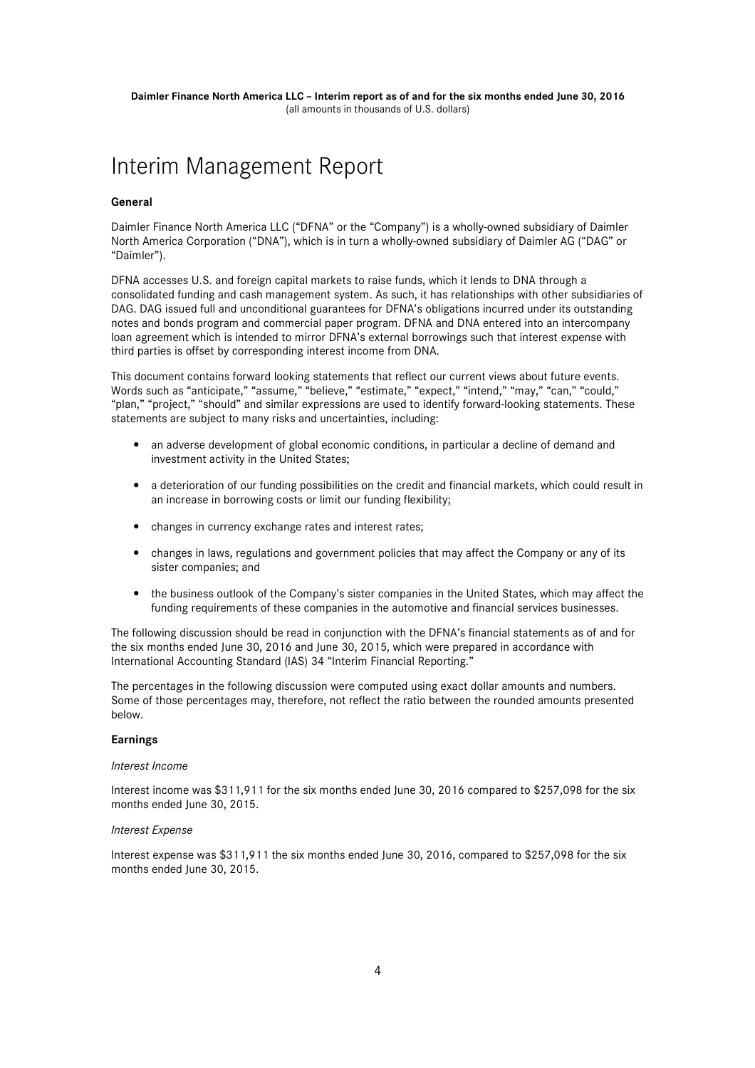# Interim Management Report

**General**

Daimler Finance North America LLC ("DFNA" or the "Company") is a wholly-owned subsidiary of Daimler North America Corporation ("DNA"), which is in turn a wholly-owned subsidiary of Daimler AG ("DAG" or "Daimler").

DFNA accesses U.S. and foreign capital markets to raise funds, which it lends to DNA through a consolidated funding and cash management system. As such, it has relationships with other subsidiaries of DAG. DAG issued full and unconditional guarantees for DFNA's obligations incurred under its outstanding notes and bonds program and commercial paper program. DFNA and DNA entered into an intercompany loan agreement which is intended to mirror DFNA's external borrowings such that interest expense with third parties is offset by corresponding interest income from DNA.

This document contains forward looking statements that reflect our current views about future events. Words such as "anticipate," "assume," "believe," "estimate," "expect," "intend," "may," "can," "could," "plan," "project," "should" and similar expressions are used to identify forward-looking statements. These statements are subject to many risks and uncertainties, including:

- an adverse development of global economic conditions, in particular a decline of demand and investment activity in the United States;
- a deterioration of our funding possibilities on the credit and financial markets, which could result in an increase in borrowing costs or limit our funding flexibility;
- changes in currency exchange rates and interest rates;
- changes in laws, regulations and government policies that may affect the Company or any of its sister companies; and
- the business outlook of the Company's sister companies in the United States, which may affect the funding requirements of these companies in the automotive and financial services businesses.

The following discussion should be read in conjunction with the DFNA's financial statements as of and for the six months ended June 30, 2016 and June 30, 2015, which were prepared in accordance with International Accounting Standard (IAS) 34 "Interim Financial Reporting."

The percentages in the following discussion were computed using exact dollar amounts and numbers. Some of those percentages may, therefore, not reflect the ratio between the rounded amounts presented below.

**Earnings**

*Interest Income*

Interest income was $311,911 for the six months ended June 30, 2016 compared to $257,098 for the six months ended June 30, 2015.

*Interest Expense*

Interest expense was $311,911 the six months ended June 30, 2016, compared to $257,098 for the six months ended June 30, 2015.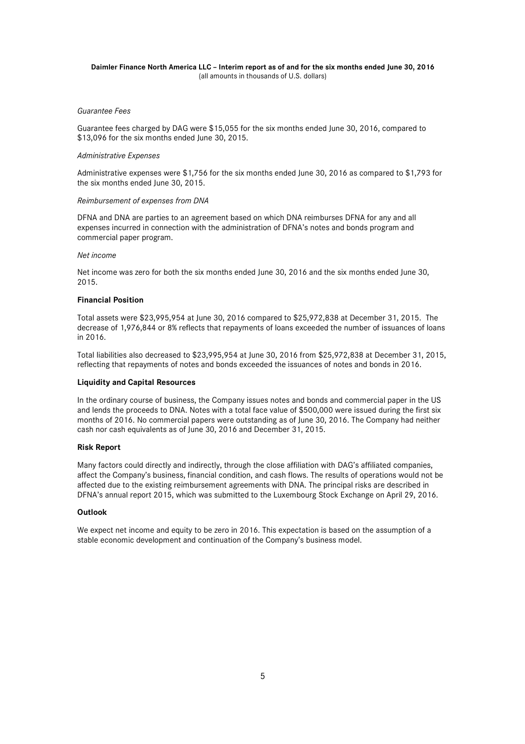*Guarantee Fees*

Guarantee fees charged by DAG were $15,055 for the six months ended June 30, 2016, compared to $13,096 for the six months ended June 30, 2015.

*Administrative Expenses*

Administrative expenses were $1,756 for the six months ended June 30, 2016 as compared to $1,793 for the six months ended June 30, 2015.

*Reimbursement of expenses from DNA*

DFNA and DNA are parties to an agreement based on which DNA reimburses DFNA for any and all expenses incurred in connection with the administration of DFNA's notes and bonds program and commercial paper program.

*Net income*

Net income was zero for both the six months ended June 30, 2016 and the six months ended June 30, 2015.

**Financial Position**

Total assets were $23,995,954 at June 30, 2016 compared to $25,972,838 at December 31, 2015. The decrease of 1,976,844 or 8% reflects that repayments of loans exceeded the number of issuances of loans in 2016.

Total liabilities also decreased to $23,995,954 at June 30, 2016 from $25,972,838 at December 31, 2015, reflecting that repayments of notes and bonds exceeded the issuances of notes and bonds in 2016.

**Liquidity and Capital Resources**

In the ordinary course of business, the Company issues notes and bonds and commercial paper in the US and lends the proceeds to DNA. Notes with a total face value of $500,000 were issued during the first six months of 2016. No commercial papers were outstanding as of June 30, 2016. The Company had neither cash nor cash equivalents as of June 30, 2016 and December 31, 2015.

**Risk Report**

Many factors could directly and indirectly, through the close affiliation with DAG's affiliated companies, affect the Company's business, financial condition, and cash flows. The results of operations would not be affected due to the existing reimbursement agreements with DNA. The principal risks are described in DFNA's annual report 2015, which was submitted to the Luxembourg Stock Exchange on April 29, 2016.

**Outlook**

We expect net income and equity to be zero in 2016. This expectation is based on the assumption of a stable economic development and continuation of the Company's business model.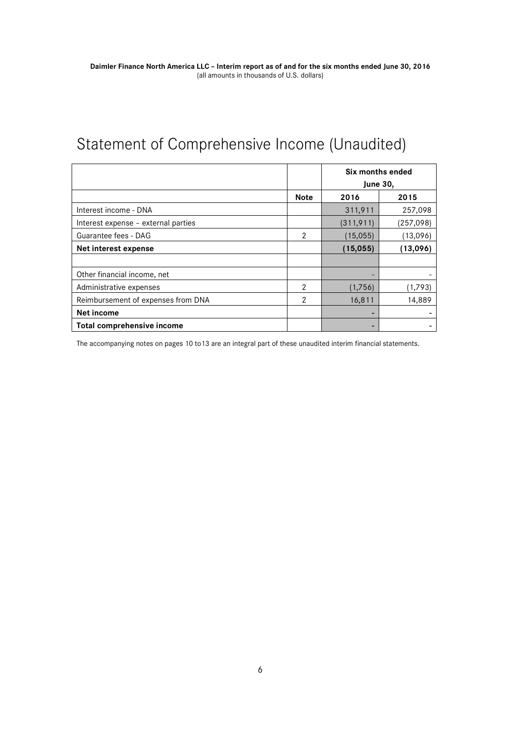# Statement of Comprehensive Income (Unaudited)

| | | Six months ended June 30, | |
|---|---|---|---|
| | **Note** | **2016** | **2015** |
| Interest income - DNA | | 311,911 | 257,098 |
| Interest expense – external parties | | (311,911) | (257,098) |
| Guarantee fees - DAG | 2 | (15,055) | (13,096) |
| **Net interest expense** | | **(15,055)** | **(13,096)** |
| | | | |
| Other financial income, net | | - | - |
| Administrative expenses | 2 | (1,756) | (1,793) |
| Reimbursement of expenses from DNA | 2 | 16,811 | 14,889 |
| **Net income** | | - | - |
| **Total comprehensive income** | | - | - |

The accompanying notes on pages 10 to13 are an integral part of these unaudited interim financial statements.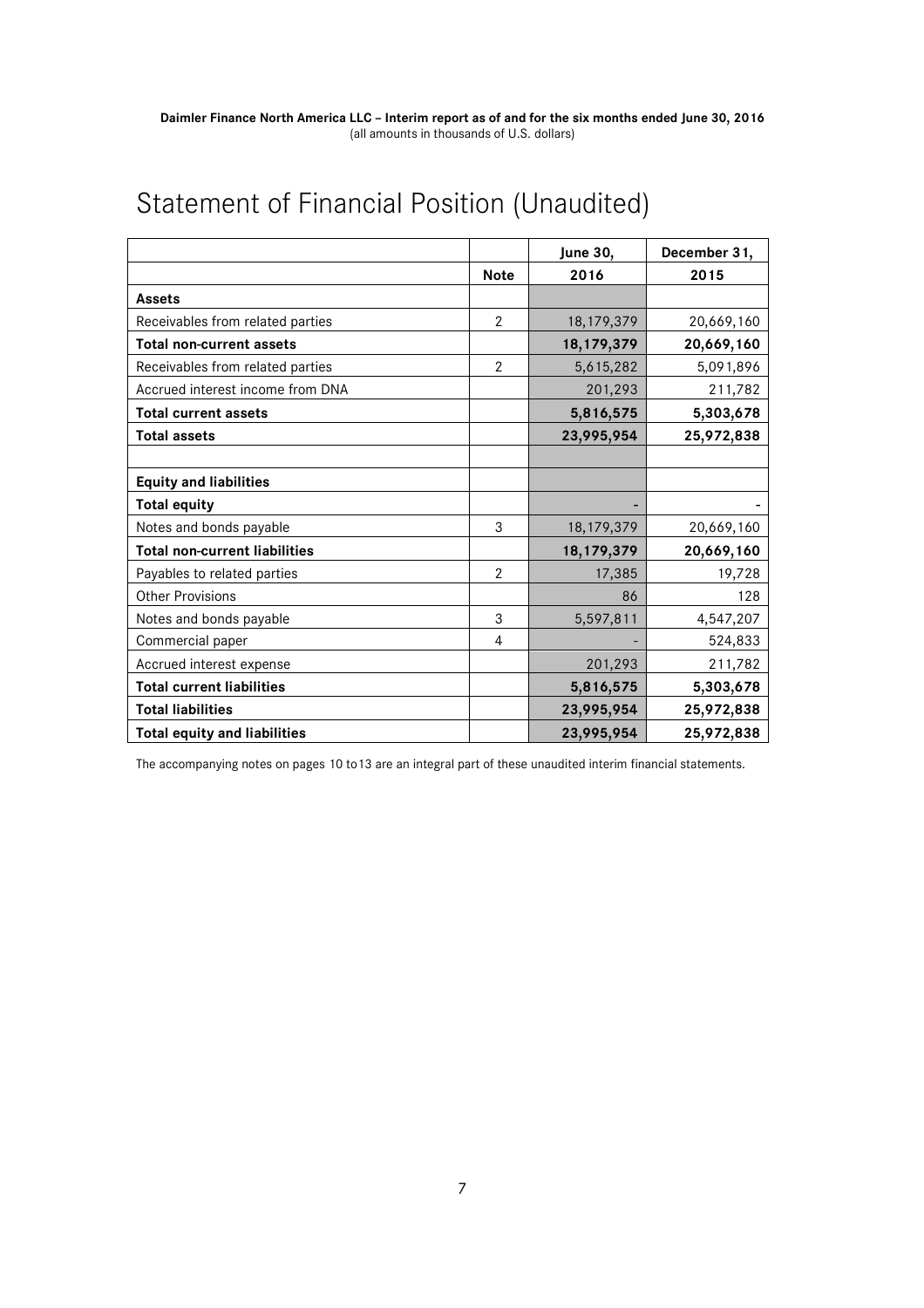**Daimler Finance North America LLC – Interim report as of and for the six months ended June 30, 2016**
(all amounts in thousands of U.S. dollars)

# Statement of Financial Position (Unaudited)

| | | June 30, | December 31, |
|---|---|---|---|
| | **Note** | **2016** | **2015** |
| **Assets** | | | |
| Receivables from related parties | 2 | 18,179,379 | 20,669,160 |
| **Total non-current assets** | | **18,179,379** | **20,669,160** |
| Receivables from related parties | 2 | 5,615,282 | 5,091,896 |
| Accrued interest income from DNA | | 201,293 | 211,782 |
| **Total current assets** | | **5,816,575** | **5,303,678** |
| **Total assets** | | **23,995,954** | **25,972,838** |
| | | | |
| **Equity and liabilities** | | | |
| **Total equity** | | - | - |
| Notes and bonds payable | 3 | 18,179,379 | 20,669,160 |
| **Total non-current liabilities** | | **18,179,379** | **20,669,160** |
| Payables to related parties | 2 | 17,385 | 19,728 |
| Other Provisions | | 86 | 128 |
| Notes and bonds payable | 3 | 5,597,811 | 4,547,207 |
| Commercial paper | 4 | - | 524,833 |
| Accrued interest expense | | 201,293 | 211,782 |
| **Total current liabilities** | | **5,816,575** | **5,303,678** |
| **Total liabilities** | | **23,995,954** | **25,972,838** |
| **Total equity and liabilities** | | **23,995,954** | **25,972,838** |

The accompanying notes on pages 10 to13 are an integral part of these unaudited interim financial statements.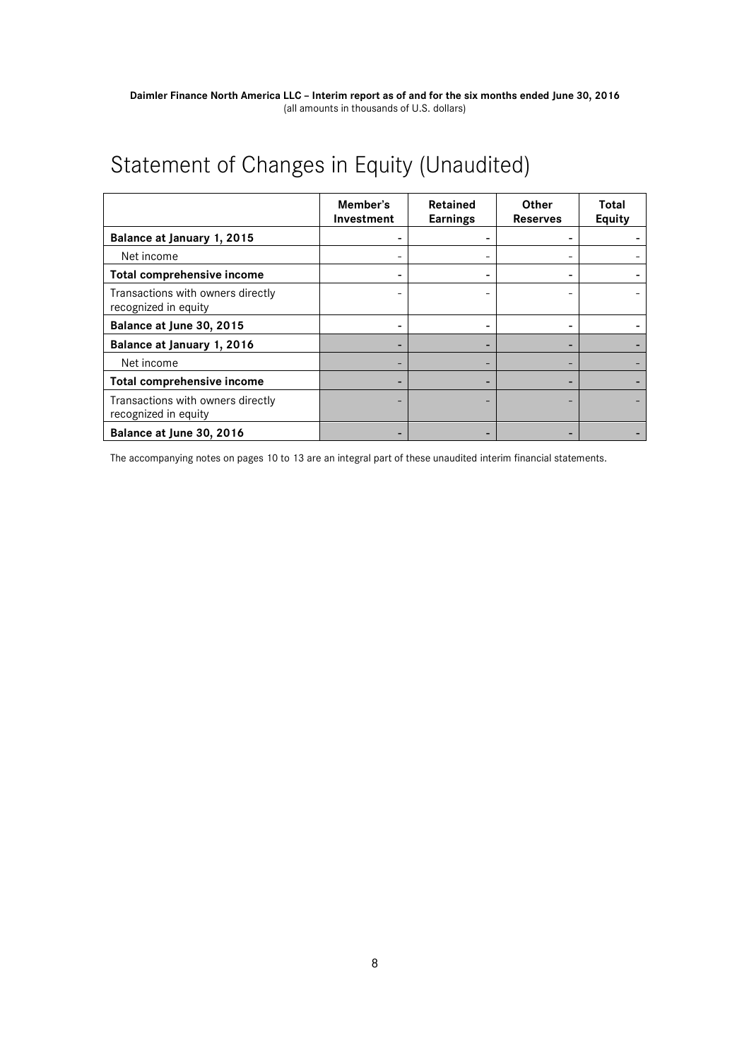# Statement of Changes in Equity (Unaudited)

| | Member's Investment | Retained Earnings | Other Reserves | Total Equity |
|---|---|---|---|---|
| **Balance at January 1, 2015** | - | - | - | - |
| Net income | - | - | - | - |
| **Total comprehensive income** | - | - | - | - |
| Transactions with owners directly recognized in equity | - | - | - | - |
| **Balance at June 30, 2015** | - | - | - | - |
| **Balance at January 1, 2016** | - | - | - | - |
| Net income | - | - | - | - |
| **Total comprehensive income** | - | - | - | - |
| Transactions with owners directly recognized in equity | - | - | - | - |
| **Balance at June 30, 2016** | - | - | - | - |

The accompanying notes on pages 10 to 13 are an integral part of these unaudited interim financial statements.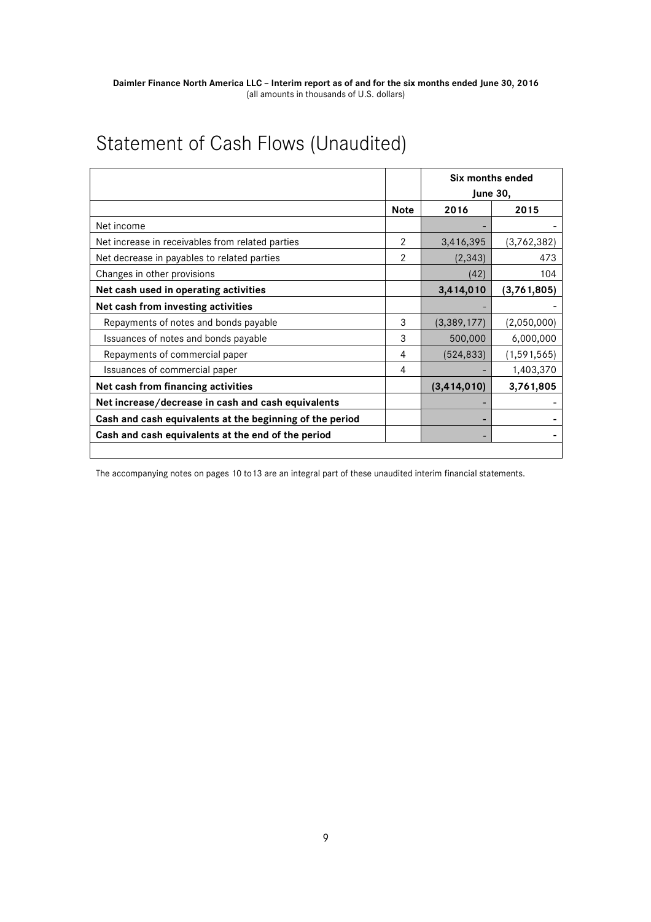# Statement of Cash Flows (Unaudited)

| | | Six months ended June 30, | |
|---|---|---|---|
| | **Note** | **2016** | **2015** |
| Net income | | - | - |
| Net increase in receivables from related parties | 2 | 3,416,395 | (3,762,382) |
| Net decrease in payables to related parties | 2 | (2,343) | 473 |
| Changes in other provisions | | (42) | 104 |
| **Net cash used in operating activities** | | **3,414,010** | **(3,761,805)** |
| **Net cash from investing activities** | | - | - |
| Repayments of notes and bonds payable | 3 | (3,389,177) | (2,050,000) |
| Issuances of notes and bonds payable | 3 | 500,000 | 6,000,000 |
| Repayments of commercial paper | 4 | (524,833) | (1,591,565) |
| Issuances of commercial paper | 4 | - | 1,403,370 |
| **Net cash from financing activities** | | **(3,414,010)** | **3,761,805** |
| **Net increase/decrease in cash and cash equivalents** | | - | - |
| **Cash and cash equivalents at the beginning of the period** | | - | - |
| **Cash and cash equivalents at the end of the period** | | - | - |

The accompanying notes on pages 10 to13 are an integral part of these unaudited interim financial statements.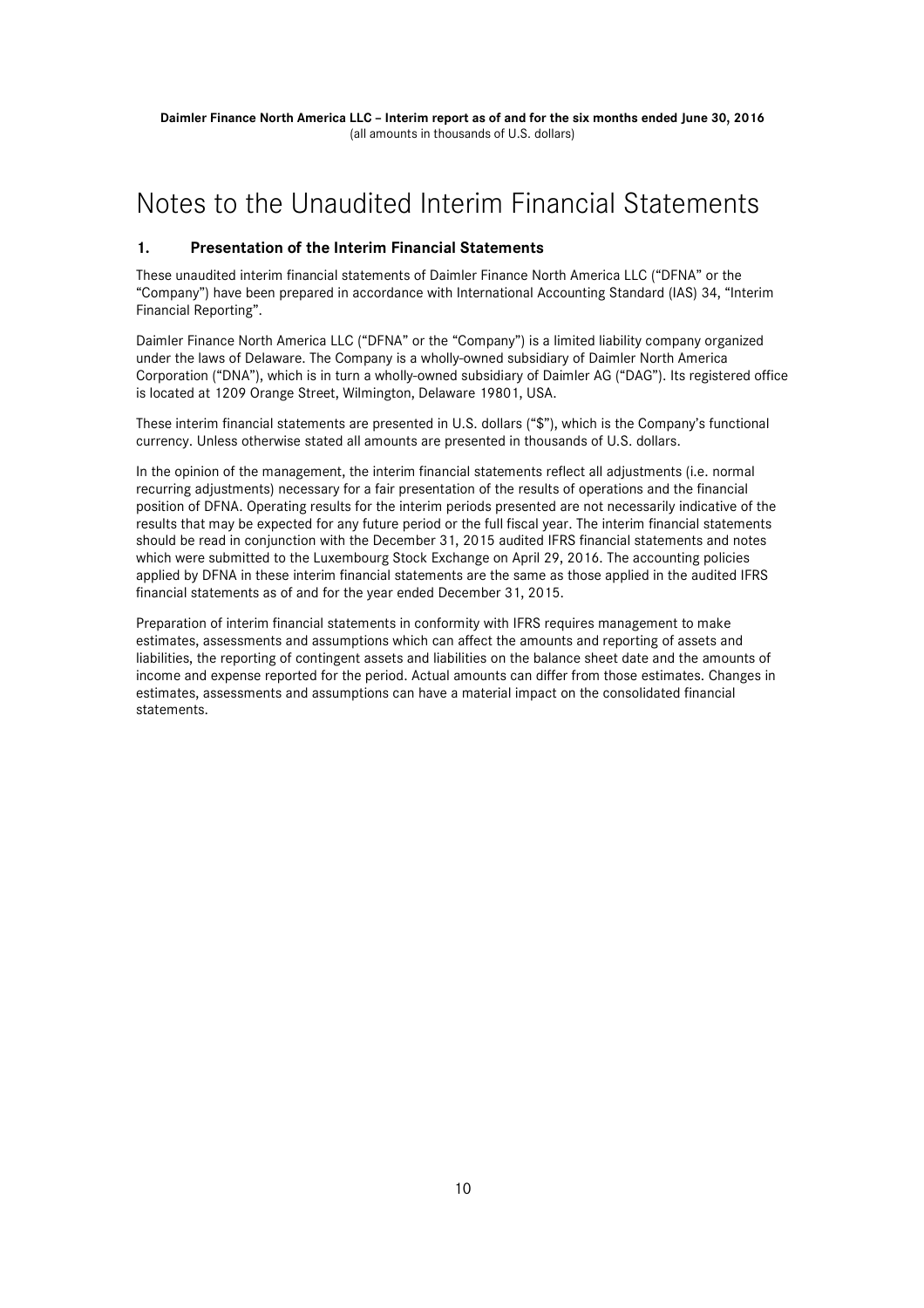# Notes to the Unaudited Interim Financial Statements

## 1. Presentation of the Interim Financial Statements

These unaudited interim financial statements of Daimler Finance North America LLC ("DFNA" or the "Company") have been prepared in accordance with International Accounting Standard (IAS) 34, "Interim Financial Reporting".

Daimler Finance North America LLC ("DFNA" or the "Company") is a limited liability company organized under the laws of Delaware. The Company is a wholly-owned subsidiary of Daimler North America Corporation ("DNA"), which is in turn a wholly-owned subsidiary of Daimler AG ("DAG"). Its registered office is located at 1209 Orange Street, Wilmington, Delaware 19801, USA.

These interim financial statements are presented in U.S. dollars ("$"), which is the Company's functional currency. Unless otherwise stated all amounts are presented in thousands of U.S. dollars.

In the opinion of the management, the interim financial statements reflect all adjustments (i.e. normal recurring adjustments) necessary for a fair presentation of the results of operations and the financial position of DFNA. Operating results for the interim periods presented are not necessarily indicative of the results that may be expected for any future period or the full fiscal year. The interim financial statements should be read in conjunction with the December 31, 2015 audited IFRS financial statements and notes which were submitted to the Luxembourg Stock Exchange on April 29, 2016. The accounting policies applied by DFNA in these interim financial statements are the same as those applied in the audited IFRS financial statements as of and for the year ended December 31, 2015.

Preparation of interim financial statements in conformity with IFRS requires management to make estimates, assessments and assumptions which can affect the amounts and reporting of assets and liabilities, the reporting of contingent assets and liabilities on the balance sheet date and the amounts of income and expense reported for the period. Actual amounts can differ from those estimates. Changes in estimates, assessments and assumptions can have a material impact on the consolidated financial statements.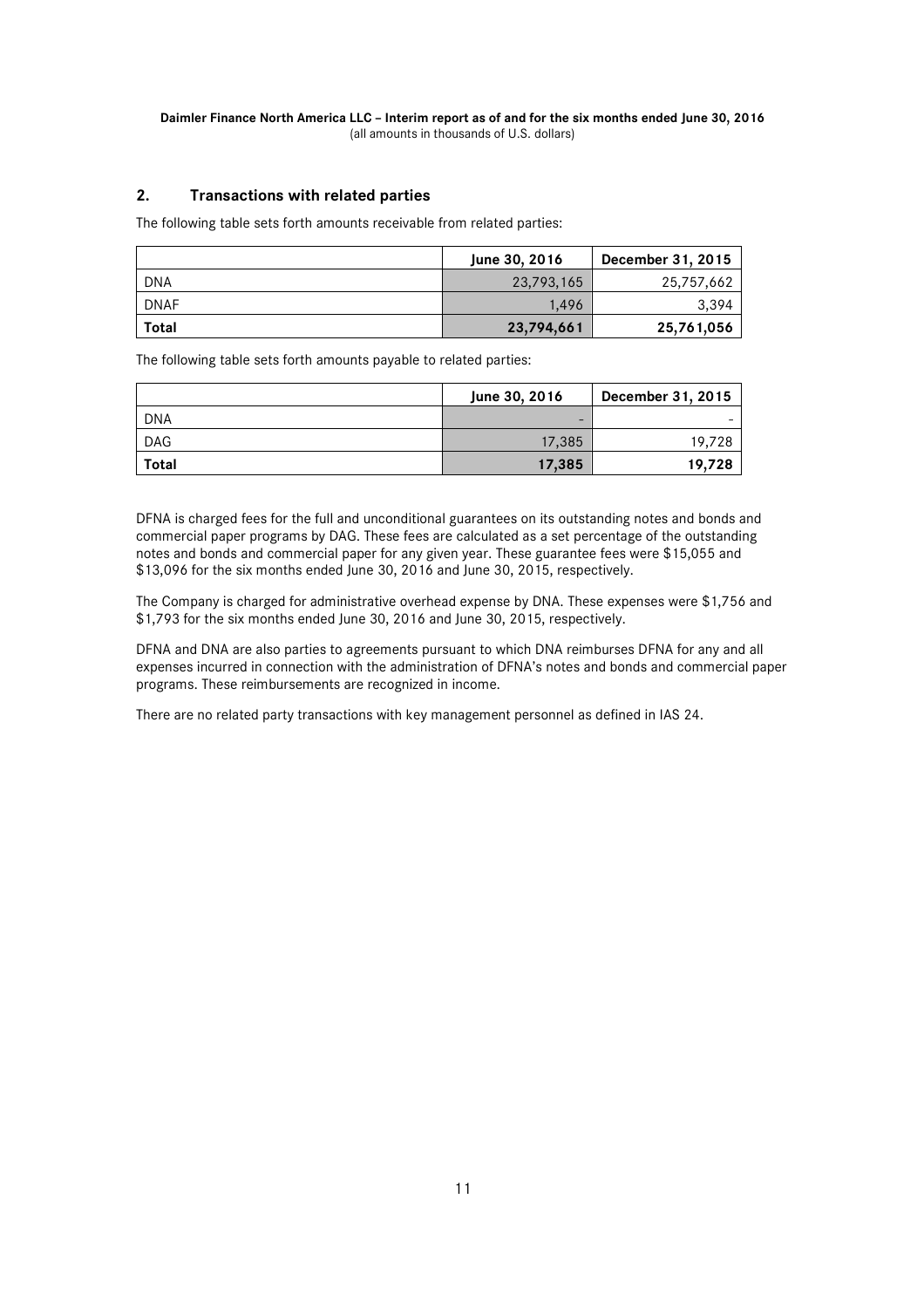## 2. Transactions with related parties

The following table sets forth amounts receivable from related parties:

| | June 30, 2016 | December 31, 2015 |
|---|---|---|
| DNA | 23,793,165 | 25,757,662 |
| DNAF | 1,496 | 3,394 |
| **Total** | **23,794,661** | **25,761,056** |

The following table sets forth amounts payable to related parties:

| | June 30, 2016 | December 31, 2015 |
|---|---|---|
| DNA | - | - |
| DAG | 17,385 | 19,728 |
| **Total** | **17,385** | **19,728** |

DFNA is charged fees for the full and unconditional guarantees on its outstanding notes and bonds and commercial paper programs by DAG. These fees are calculated as a set percentage of the outstanding notes and bonds and commercial paper for any given year. These guarantee fees were $15,055 and $13,096 for the six months ended June 30, 2016 and June 30, 2015, respectively.

The Company is charged for administrative overhead expense by DNA. These expenses were $1,756 and $1,793 for the six months ended June 30, 2016 and June 30, 2015, respectively.

DFNA and DNA are also parties to agreements pursuant to which DNA reimburses DFNA for any and all expenses incurred in connection with the administration of DFNA's notes and bonds and commercial paper programs. These reimbursements are recognized in income.

There are no related party transactions with key management personnel as defined in IAS 24.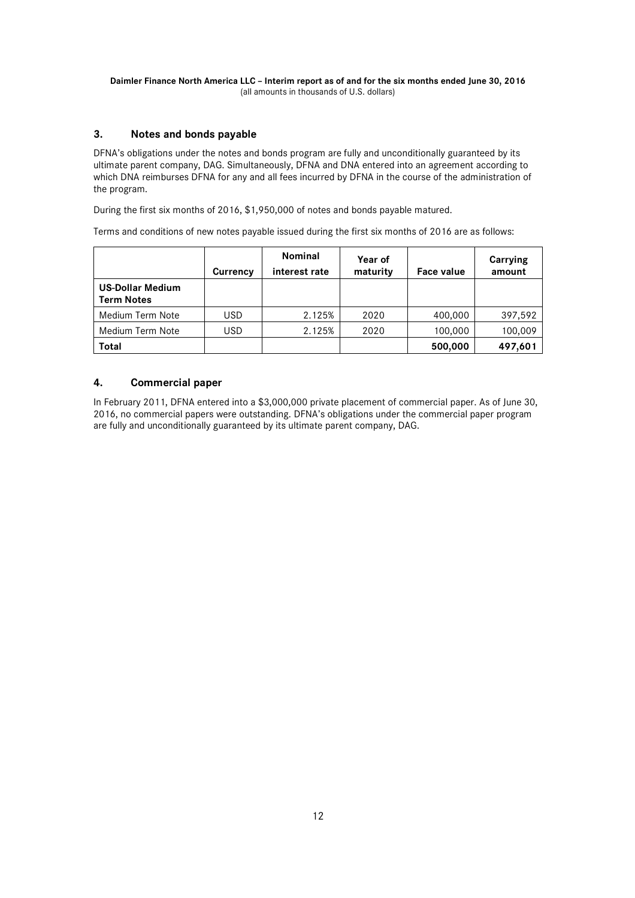## 3. Notes and bonds payable

DFNA's obligations under the notes and bonds program are fully and unconditionally guaranteed by its ultimate parent company, DAG. Simultaneously, DFNA and DNA entered into an agreement according to which DNA reimburses DFNA for any and all fees incurred by DFNA in the course of the administration of the program.

During the first six months of 2016, $1,950,000 of notes and bonds payable matured.

Terms and conditions of new notes payable issued during the first six months of 2016 are as follows:

| | Currency | Nominal interest rate | Year of maturity | Face value | Carrying amount |
|---|---|---|---|---|---|
| **US-Dollar Medium Term Notes** | | | | | |
| Medium Term Note | USD | 2.125% | 2020 | 400,000 | 397,592 |
| Medium Term Note | USD | 2.125% | 2020 | 100,000 | 100,009 |
| **Total** | | | | **500,000** | **497,601** |

## 4. Commercial paper

In February 2011, DFNA entered into a $3,000,000 private placement of commercial paper. As of June 30, 2016, no commercial papers were outstanding. DFNA's obligations under the commercial paper program are fully and unconditionally guaranteed by its ultimate parent company, DAG.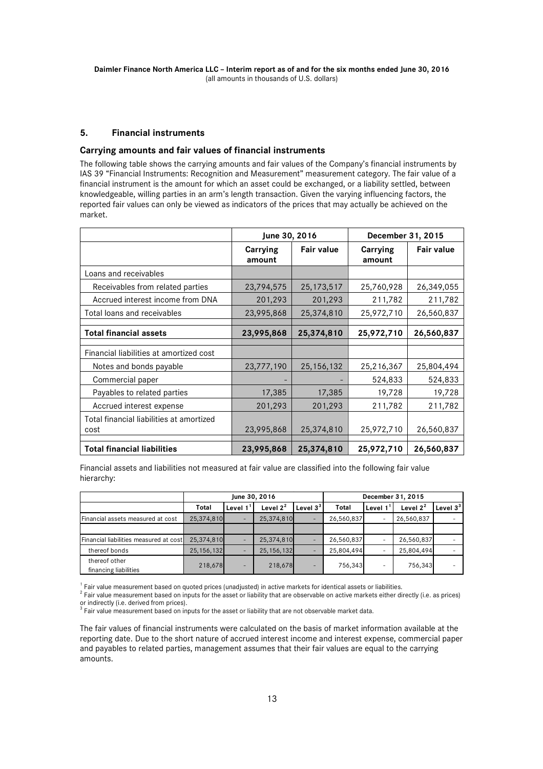## 5. Financial instruments

### Carrying amounts and fair values of financial instruments

The following table shows the carrying amounts and fair values of the Company's financial instruments by IAS 39 "Financial Instruments: Recognition and Measurement" measurement category. The fair value of a financial instrument is the amount for which an asset could be exchanged, or a liability settled, between knowledgeable, willing parties in an arm's length transaction. Given the varying influencing factors, the reported fair values can only be viewed as indicators of the prices that may actually be achieved on the market.

| | June 30, 2016 | | December 31, 2015 | |
|---|---|---|---|---|
| | Carrying amount | Fair value | Carrying amount | Fair value |
| Loans and receivables | | | | |
| Receivables from related parties | 23,794,575 | 25,173,517 | 25,760,928 | 26,349,055 |
| Accrued interest income from DNA | 201,293 | 201,293 | 211,782 | 211,782 |
| Total loans and receivables | 23,995,868 | 25,374,810 | 25,972,710 | 26,560,837 |
| **Total financial assets** | **23,995,868** | **25,374,810** | **25,972,710** | **26,560,837** |
| Financial liabilities at amortized cost | | | | |
| Notes and bonds payable | 23,777,190 | 25,156,132 | 25,216,367 | 25,804,494 |
| Commercial paper | - | - | 524,833 | 524,833 |
| Payables to related parties | 17,385 | 17,385 | 19,728 | 19,728 |
| Accrued interest expense | 201,293 | 201,293 | 211,782 | 211,782 |
| Total financial liabilities at amortized cost | 23,995,868 | 25,374,810 | 25,972,710 | 26,560,837 |
| **Total financial liabilities** | **23,995,868** | **25,374,810** | **25,972,710** | **26,560,837** |

Financial assets and liabilities not measured at fair value are classified into the following fair value hierarchy:

| | June 30, 2016 | | | | December 31, 2015 | | | |
|---|---|---|---|---|---|---|---|---|
| | Total | Level 1[1] | Level 2[2] | Level 3[3] | Total | Level 1[1] | Level 2[2] | Level 3[3] |
| Financial assets measured at cost | 25,374,810 | - | 25,374,810 | - | 26,560,837 | - | 26,560,837 | - |
| | | | | | | | | |
| Financial liabilities measured at cost | 25,374,810 | - | 25,374,810 | - | 26,560,837 | - | 26,560,837 | - |
| thereof bonds | 25,156,132 | - | 25,156,132 | - | 25,804,494 | - | 25,804,494 | - |
| thereof other financing liabilities | 218,678 | - | 218,678 | - | 756,343 | - | 756,343 | - |

[1] Fair value measurement based on quoted prices (unadjusted) in active markets for identical assets or liabilities.
[2] Fair value measurement based on inputs for the asset or liability that are observable on active markets either directly (i.e. as prices) or indirectly (i.e. derived from prices).
[3] Fair value measurement based on inputs for the asset or liability that are not observable market data.

The fair values of financial instruments were calculated on the basis of market information available at the reporting date. Due to the short nature of accrued interest income and interest expense, commercial paper and payables to related parties, management assumes that their fair values are equal to the carrying amounts.